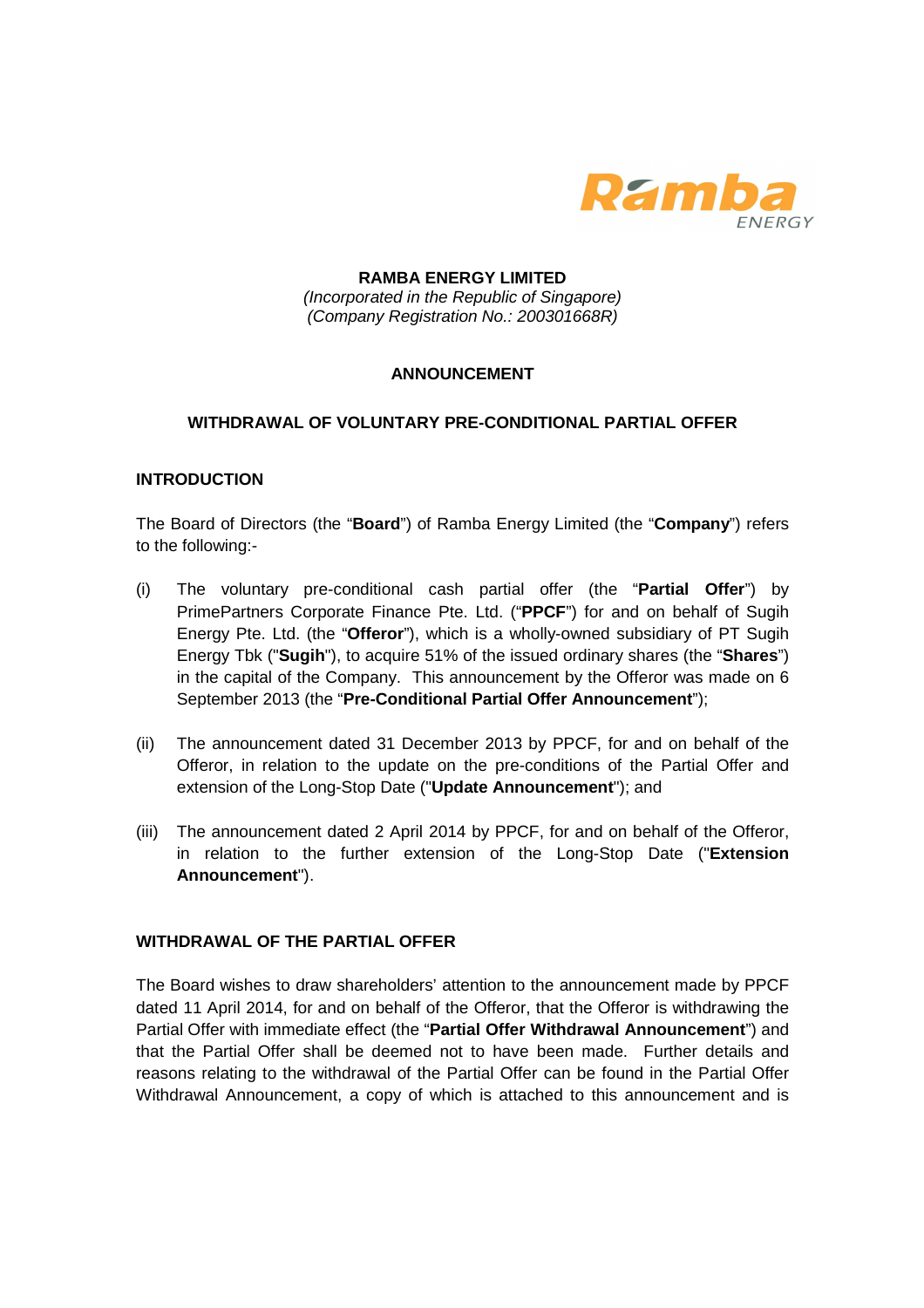**RAMBA ENERGY LIMITED**
*(Incorporated in the Republic of Singapore)*
*(Company Registration No.: 200301668R)*

**ANNOUNCEMENT**

**WITHDRAWAL OF VOLUNTARY PRE-CONDITIONAL PARTIAL OFFER**

**INTRODUCTION**

The Board of Directors (the "**Board**") of Ramba Energy Limited (the "**Company**") refers to the following:-

(i) The voluntary pre-conditional cash partial offer (the "**Partial Offer**") by PrimePartners Corporate Finance Pte. Ltd. ("**PPCF**") for and on behalf of Sugih Energy Pte. Ltd. (the "**Offeror**"), which is a wholly-owned subsidiary of PT Sugih Energy Tbk ("**Sugih**"), to acquire 51% of the issued ordinary shares (the "**Shares**") in the capital of the Company. This announcement by the Offeror was made on 6 September 2013 (the "**Pre-Conditional Partial Offer Announcement**");

(ii) The announcement dated 31 December 2013 by PPCF, for and on behalf of the Offeror, in relation to the update on the pre-conditions of the Partial Offer and extension of the Long-Stop Date ("**Update Announcement**"); and

(iii) The announcement dated 2 April 2014 by PPCF, for and on behalf of the Offeror, in relation to the further extension of the Long-Stop Date ("**Extension Announcement**").

**WITHDRAWAL OF THE PARTIAL OFFER**

The Board wishes to draw shareholders' attention to the announcement made by PPCF dated 11 April 2014, for and on behalf of the Offeror, that the Offeror is withdrawing the Partial Offer with immediate effect (the "**Partial Offer Withdrawal Announcement**") and that the Partial Offer shall be deemed not to have been made. Further details and reasons relating to the withdrawal of the Partial Offer can be found in the Partial Offer Withdrawal Announcement, a copy of which is attached to this announcement and is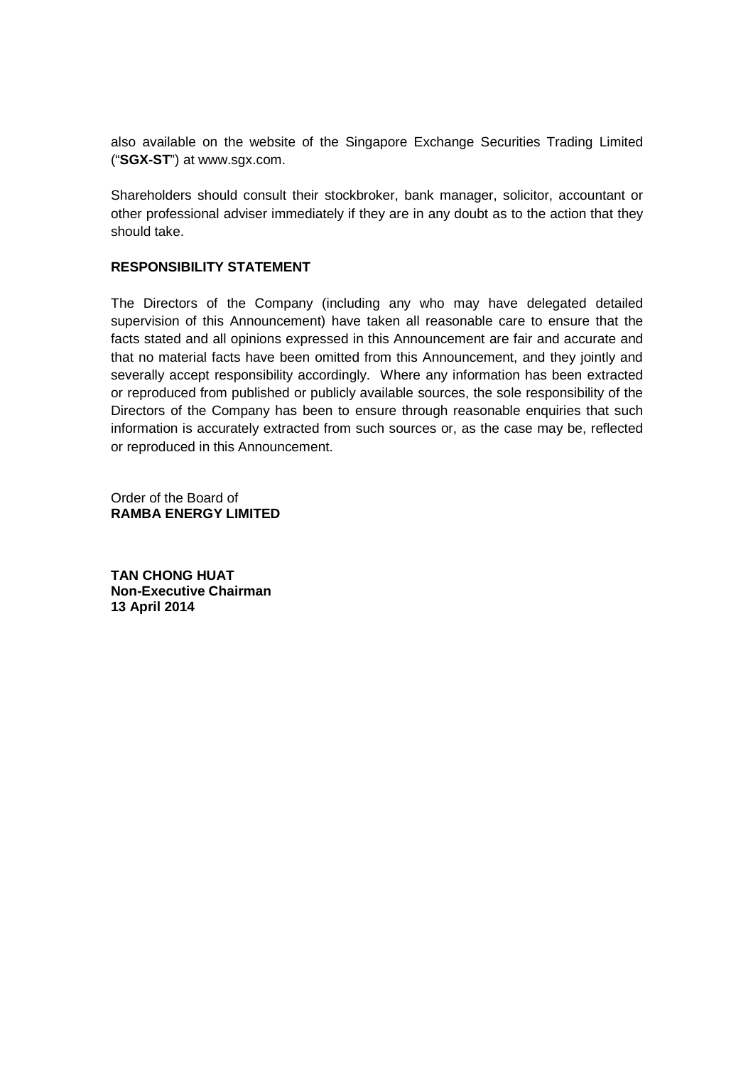also available on the website of the Singapore Exchange Securities Trading Limited ("**SGX-ST**") at www.sgx.com.

Shareholders should consult their stockbroker, bank manager, solicitor, accountant or other professional adviser immediately if they are in any doubt as to the action that they should take.

**RESPONSIBILITY STATEMENT**

The Directors of the Company (including any who may have delegated detailed supervision of this Announcement) have taken all reasonable care to ensure that the facts stated and all opinions expressed in this Announcement are fair and accurate and that no material facts have been omitted from this Announcement, and they jointly and severally accept responsibility accordingly. Where any information has been extracted or reproduced from published or publicly available sources, the sole responsibility of the Directors of the Company has been to ensure through reasonable enquiries that such information is accurately extracted from such sources or, as the case may be, reflected or reproduced in this Announcement.

Order of the Board of
**RAMBA ENERGY LIMITED**

**TAN CHONG HUAT**
**Non-Executive Chairman**
**13 April 2014**